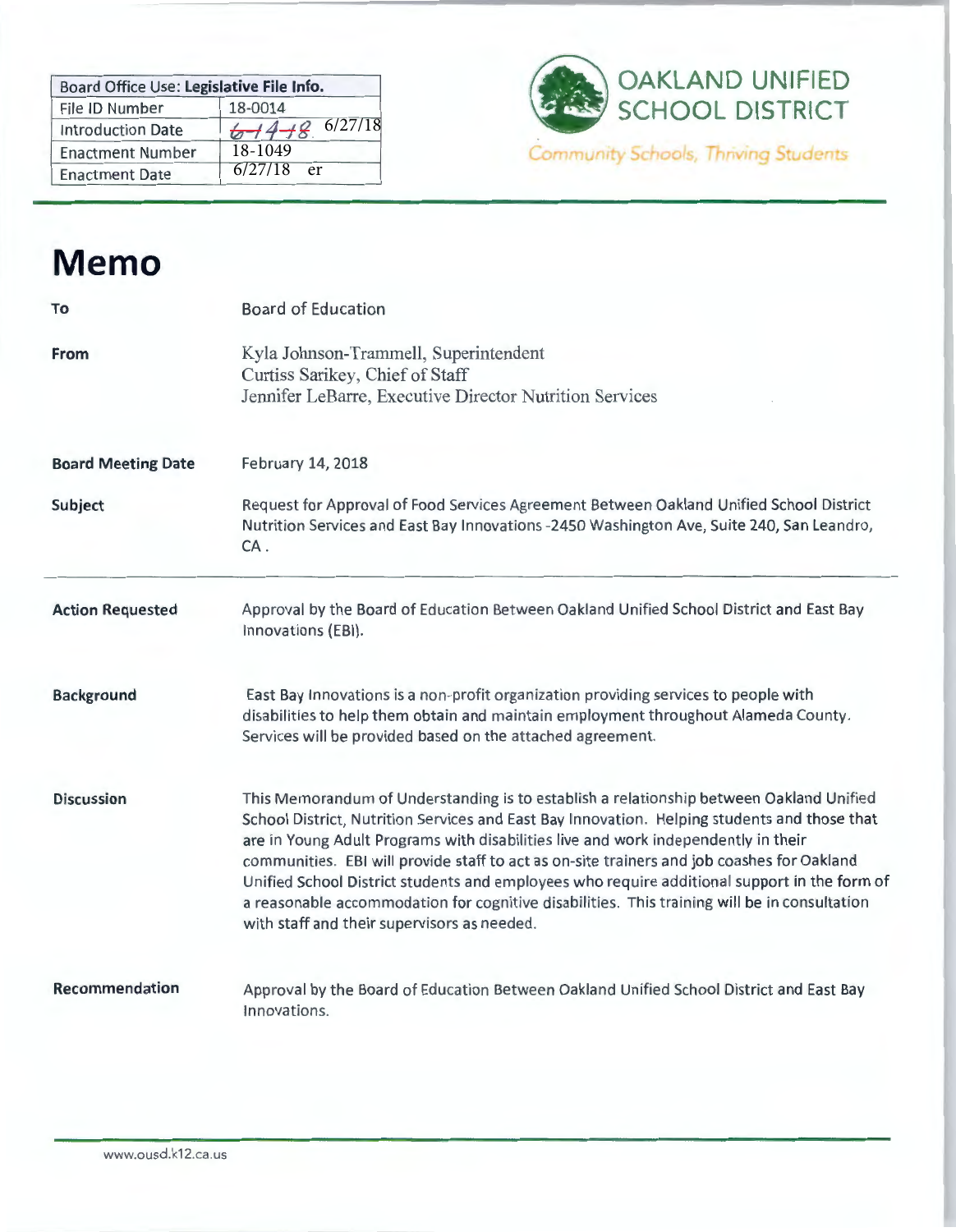| Board Office Use: **Legislative File Info.** | |
| --- | --- |
| File ID Number | 18-0014 |
| Introduction Date | ~~6-14-18~~ 6/27/18 |
| Enactment Number | 18-1049 |
| Enactment Date | 6/27/18 er |

**OAKLAND UNIFIED SCHOOL DISTRICT**

*Community Schools, Thriving Students*

# Memo

**To** Board of Education

**From** Kyla Johnson-Trammell, Superintendent
Curtiss Sarikey, Chief of Staff
Jennifer LeBarre, Executive Director Nutrition Services

**Board Meeting Date** February 14, 2018

**Subject** Request for Approval of Food Services Agreement Between Oakland Unified School District Nutrition Services and East Bay Innovations -2450 Washington Ave, Suite 240, San Leandro, CA .

**Action Requested** Approval by the Board of Education Between Oakland Unified School District and East Bay Innovations (EBI).

**Background** East Bay Innovations is a non-profit organization providing services to people with disabilities to help them obtain and maintain employment throughout Alameda County. Services will be provided based on the attached agreement.

**Discussion** This Memorandum of Understanding is to establish a relationship between Oakland Unified School District, Nutrition Services and East Bay Innovation. Helping students and those that are in Young Adult Programs with disabilities live and work independently in their communities. EBI will provide staff to act as on-site trainers and job coashes for Oakland Unified School District students and employees who require additional support in the form of a reasonable accommodation for cognitive disabilities. This training will be in consultation with staff and their supervisors as needed.

**Recommendation** Approval by the Board of Education Between Oakland Unified School District and East Bay Innovations.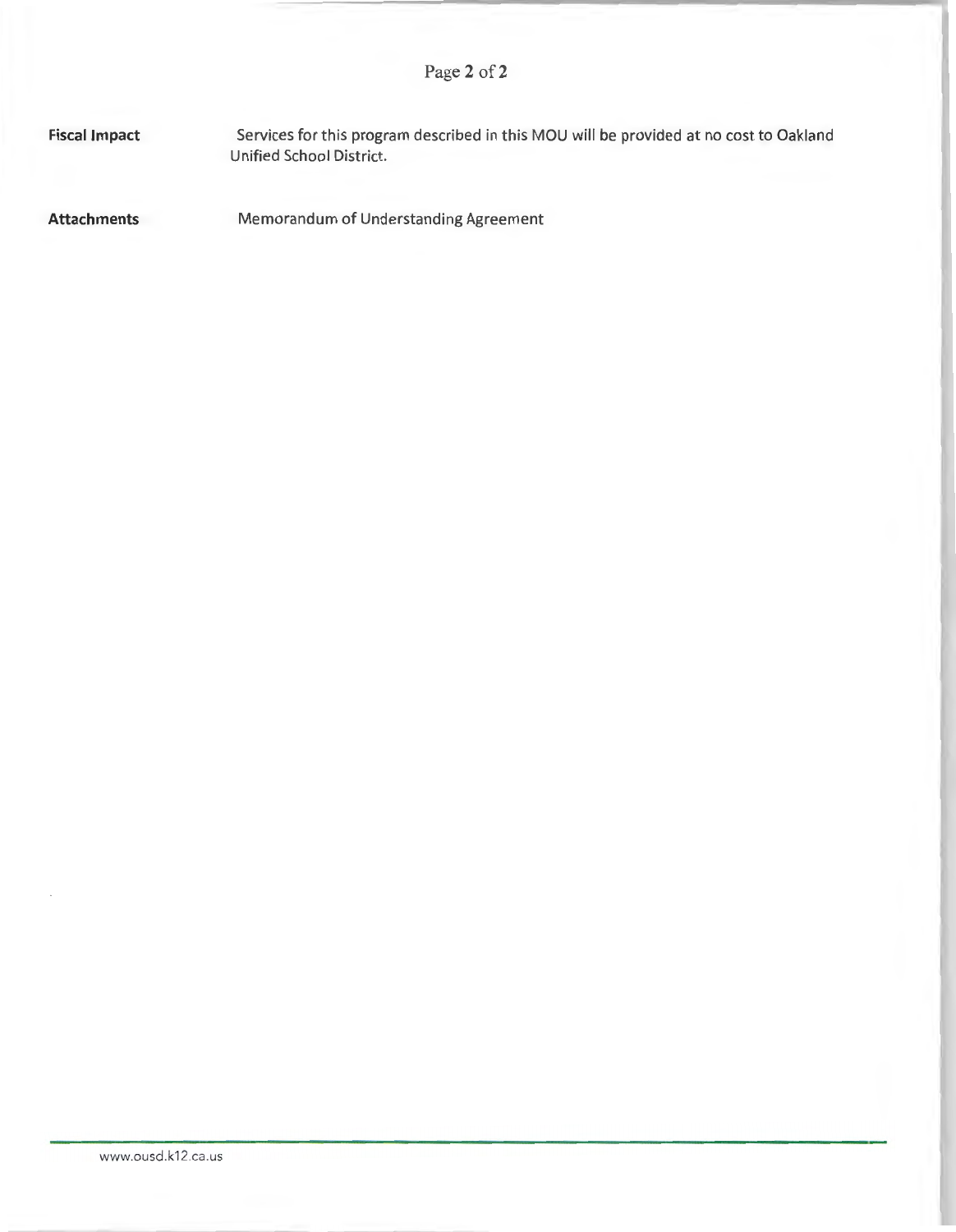**Fiscal Impact** Services for this program described in this MOU will be provided at no cost to Oakland Unified School District.

**Attachments** Memorandum of Understanding Agreement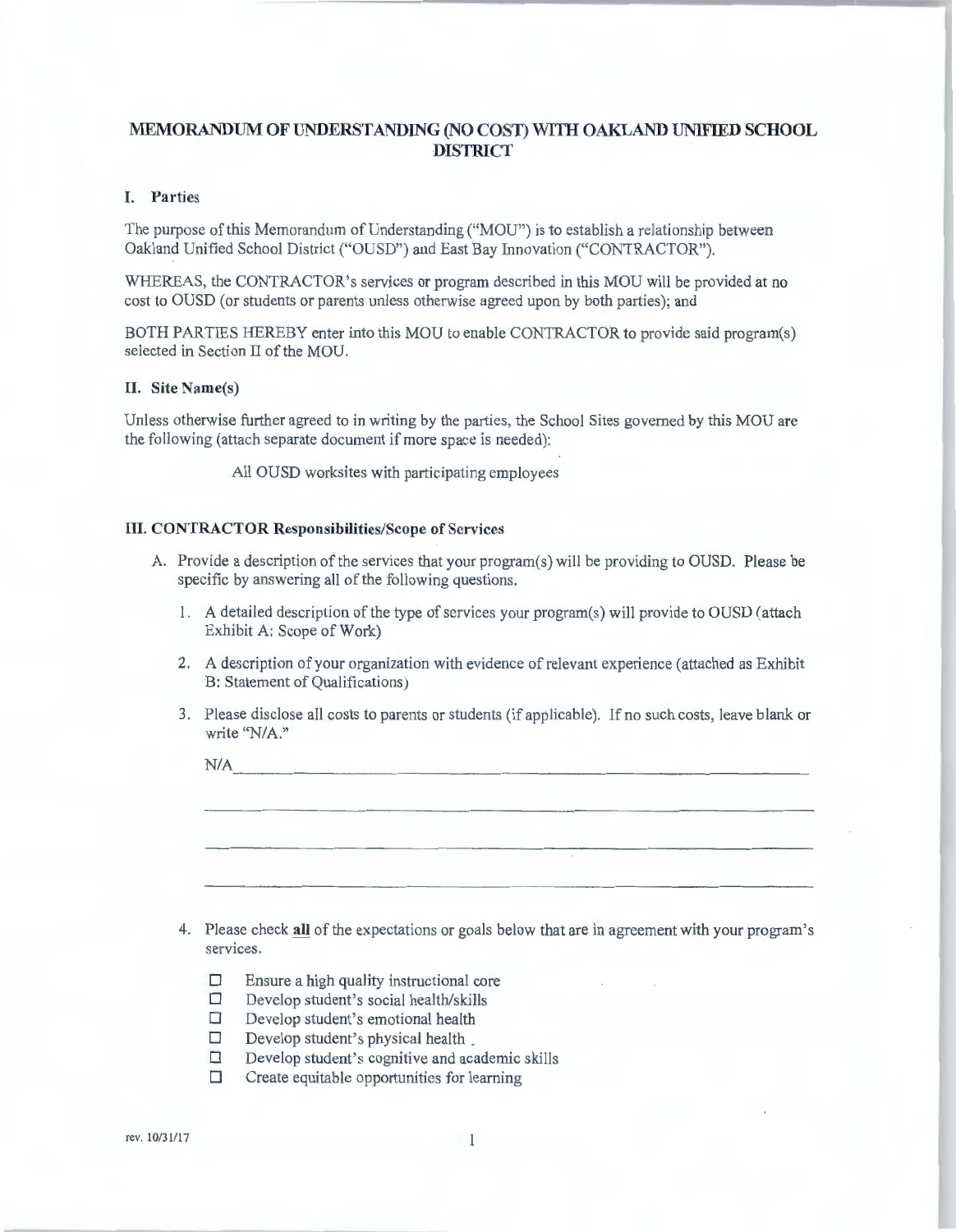# MEMORANDUM OF UNDERSTANDING (NO COST) WITH OAKLAND UNIFIED SCHOOL DISTRICT

## I. Parties

The purpose of this Memorandum of Understanding ("MOU") is to establish a relationship between Oakland Unified School District ("OUSD") and East Bay Innovation ("CONTRACTOR").

WHEREAS, the CONTRACTOR's services or program described in this MOU will be provided at no cost to OUSD (or students or parents unless otherwise agreed upon by both parties); and

BOTH PARTIES HEREBY enter into this MOU to enable CONTRACTOR to provide said program(s) selected in Section II of the MOU.

## II. Site Name(s)

Unless otherwise further agreed to in writing by the parties, the School Sites governed by this MOU are the following (attach separate document if more space is needed):

All OUSD worksites with participating employees

## III. CONTRACTOR Responsibilities/Scope of Services

A. Provide a description of the services that your program(s) will be providing to OUSD. Please be specific by answering all of the following questions.

1. A detailed description of the type of services your program(s) will provide to OUSD (attach Exhibit A: Scope of Work)

2. A description of your organization with evidence of relevant experience (attached as Exhibit B: Statement of Qualifications)

3. Please disclose all costs to parents or students (if applicable). If no such costs, leave blank or write "N/A."

   N/A

4. Please check **all** of the expectations or goals below that are in agreement with your program's services.

   - ☐ Ensure a high quality instructional core
   - ☐ Develop student's social health/skills
   - ☐ Develop student's emotional health
   - ☐ Develop student's physical health
   - ☐ Develop student's cognitive and academic skills
   - ☐ Create equitable opportunities for learning

rev. 10/31/17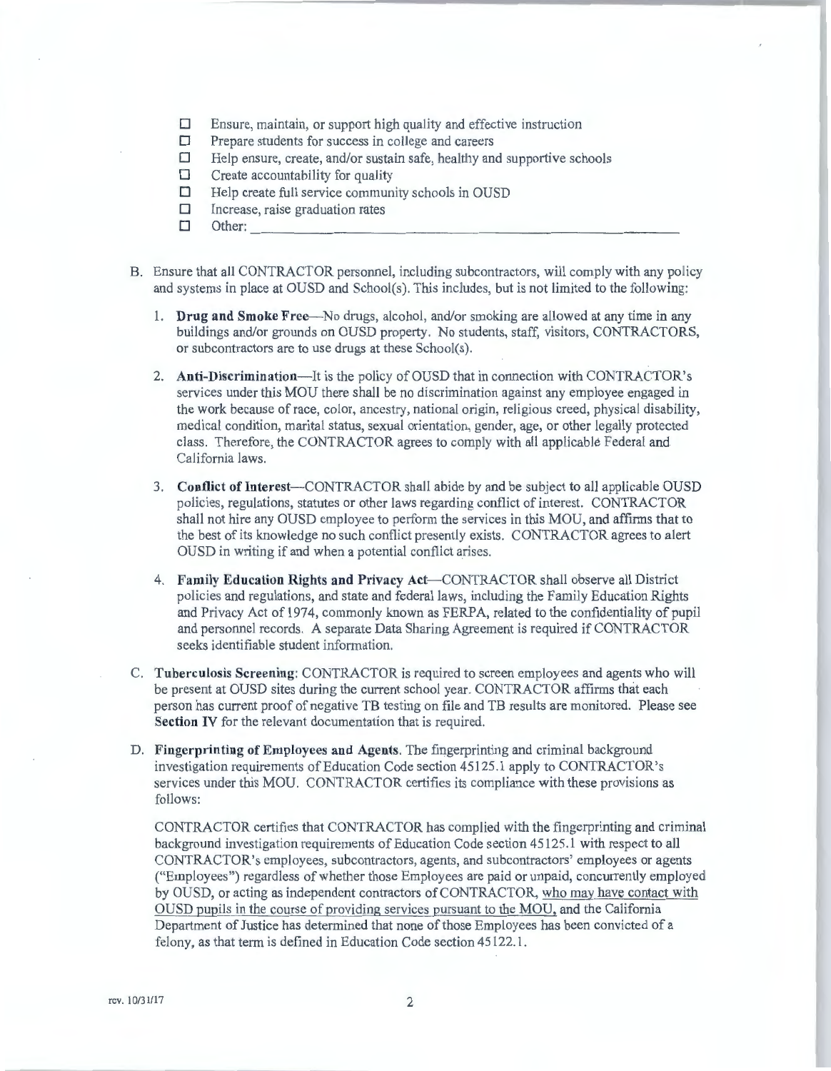- ☐ Ensure, maintain, or support high quality and effective instruction
- ☐ Prepare students for success in college and careers
- ☐ Help ensure, create, and/or sustain safe, healthy and supportive schools
- ☐ Create accountability for quality
- ☐ Help create full service community schools in OUSD
- ☐ Increase, raise graduation rates
- ☐ Other: ______________________________________________

B. Ensure that all CONTRACTOR personnel, including subcontractors, will comply with any policy and systems in place at OUSD and School(s). This includes, but is not limited to the following:

1. **Drug and Smoke Free**—No drugs, alcohol, and/or smoking are allowed at any time in any buildings and/or grounds on OUSD property. No students, staff, visitors, CONTRACTORS, or subcontractors are to use drugs at these School(s).

2. **Anti-Discrimination**—It is the policy of OUSD that in connection with CONTRACTOR's services under this MOU there shall be no discrimination against any employee engaged in the work because of race, color, ancestry, national origin, religious creed, physical disability, medical condition, marital status, sexual orientation, gender, age, or other legally protected class. Therefore, the CONTRACTOR agrees to comply with all applicable Federal and California laws.

3. **Conflict of Interest**—CONTRACTOR shall abide by and be subject to all applicable OUSD policies, regulations, statutes or other laws regarding conflict of interest. CONTRACTOR shall not hire any OUSD employee to perform the services in this MOU, and affirms that to the best of its knowledge no such conflict presently exists. CONTRACTOR agrees to alert OUSD in writing if and when a potential conflict arises.

4. **Family Education Rights and Privacy Act**—CONTRACTOR shall observe all District policies and regulations, and state and federal laws, including the Family Education Rights and Privacy Act of 1974, commonly known as FERPA, related to the confidentiality of pupil and personnel records. A separate Data Sharing Agreement is required if CONTRACTOR seeks identifiable student information.

C. **Tuberculosis Screening**: CONTRACTOR is required to screen employees and agents who will be present at OUSD sites during the current school year. CONTRACTOR affirms that each person has current proof of negative TB testing on file and TB results are monitored. Please see **Section IV** for the relevant documentation that is required.

D. **Fingerprinting of Employees and Agents**. The fingerprinting and criminal background investigation requirements of Education Code section 45125.1 apply to CONTRACTOR's services under this MOU. CONTRACTOR certifies its compliance with these provisions as follows:

CONTRACTOR certifies that CONTRACTOR has complied with the fingerprinting and criminal background investigation requirements of Education Code section 45125.1 with respect to all CONTRACTOR's employees, subcontractors, agents, and subcontractors' employees or agents ("Employees") regardless of whether those Employees are paid or unpaid, concurrently employed by OUSD, or acting as independent contractors of CONTRACTOR, <u>who may have contact with OUSD pupils in the course of providing services pursuant to the MOU</u>, and the California Department of Justice has determined that none of those Employees has been convicted of a felony, as that term is defined in Education Code section 45122.1.

rev. 10/31/17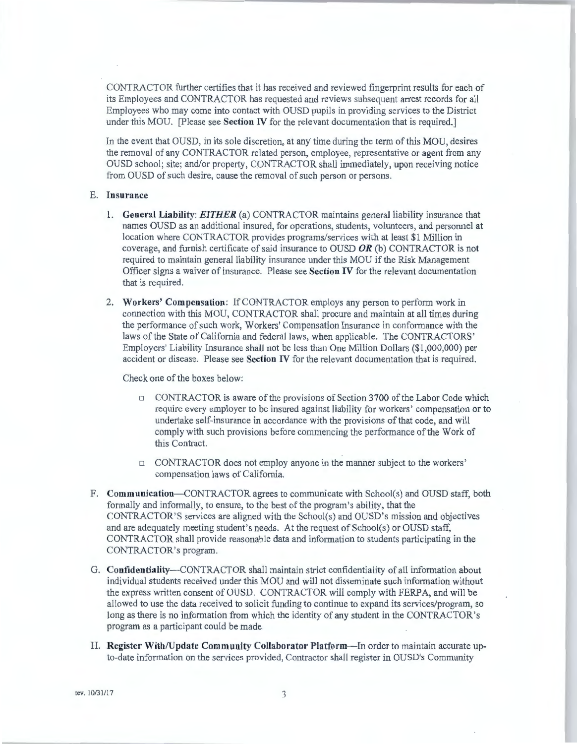CONTRACTOR further certifies that it has received and reviewed fingerprint results for each of its Employees and CONTRACTOR has requested and reviews subsequent arrest records for all Employees who may come into contact with OUSD pupils in providing services to the District under this MOU. [Please see **Section IV** for the relevant documentation that is required.]

In the event that OUSD, in its sole discretion, at any time during the term of this MOU, desires the removal of any CONTRACTOR related person, employee, representative or agent from any OUSD school; site; and/or property, CONTRACTOR shall immediately, upon receiving notice from OUSD of such desire, cause the removal of such person or persons.

E. **Insurance**

1. **General Liability**: ***EITHER*** (a) CONTRACTOR maintains general liability insurance that names OUSD as an additional insured, for operations, students, volunteers, and personnel at location where CONTRACTOR provides programs/services with at least $1 Million in coverage, and furnish certificate of said insurance to OUSD ***OR*** (b) CONTRACTOR is not required to maintain general liability insurance under this MOU if the Risk Management Officer signs a waiver of insurance. Please see **Section IV** for the relevant documentation that is required.

2. **Workers' Compensation**: If CONTRACTOR employs any person to perform work in connection with this MOU, CONTRACTOR shall procure and maintain at all times during the performance of such work, Workers' Compensation Insurance in conformance with the laws of the State of California and federal laws, when applicable. The CONTRACTORS' Employers' Liability Insurance shall not be less than One Million Dollars ($1,000,000) per accident or disease. Please see **Section IV** for the relevant documentation that is required.

   Check one of the boxes below:

   - ☐ CONTRACTOR is aware of the provisions of Section 3700 of the Labor Code which require every employer to be insured against liability for workers' compensation or to undertake self-insurance in accordance with the provisions of that code, and will comply with such provisions before commencing the performance of the Work of this Contract.
   - ☐ CONTRACTOR does not employ anyone in the manner subject to the workers' compensation laws of California.

F. **Communication**—CONTRACTOR agrees to communicate with School(s) and OUSD staff, both formally and informally, to ensure, to the best of the program's ability, that the CONTRACTOR'S services are aligned with the School(s) and OUSD's mission and objectives and are adequately meeting student's needs. At the request of School(s) or OUSD staff, CONTRACTOR shall provide reasonable data and information to students participating in the CONTRACTOR's program.

G. **Confidentiality**—CONTRACTOR shall maintain strict confidentiality of all information about individual students received under this MOU and will not disseminate such information without the express written consent of OUSD. CONTRACTOR will comply with FERPA, and will be allowed to use the data received to solicit funding to continue to expand its services/program, so long as there is no information from which the identity of any student in the CONTRACTOR's program as a participant could be made.

H. **Register With/Update Community Collaborator Platform**—In order to maintain accurate up-to-date information on the services provided, Contractor shall register in OUSD's Community

rev. 10/31/17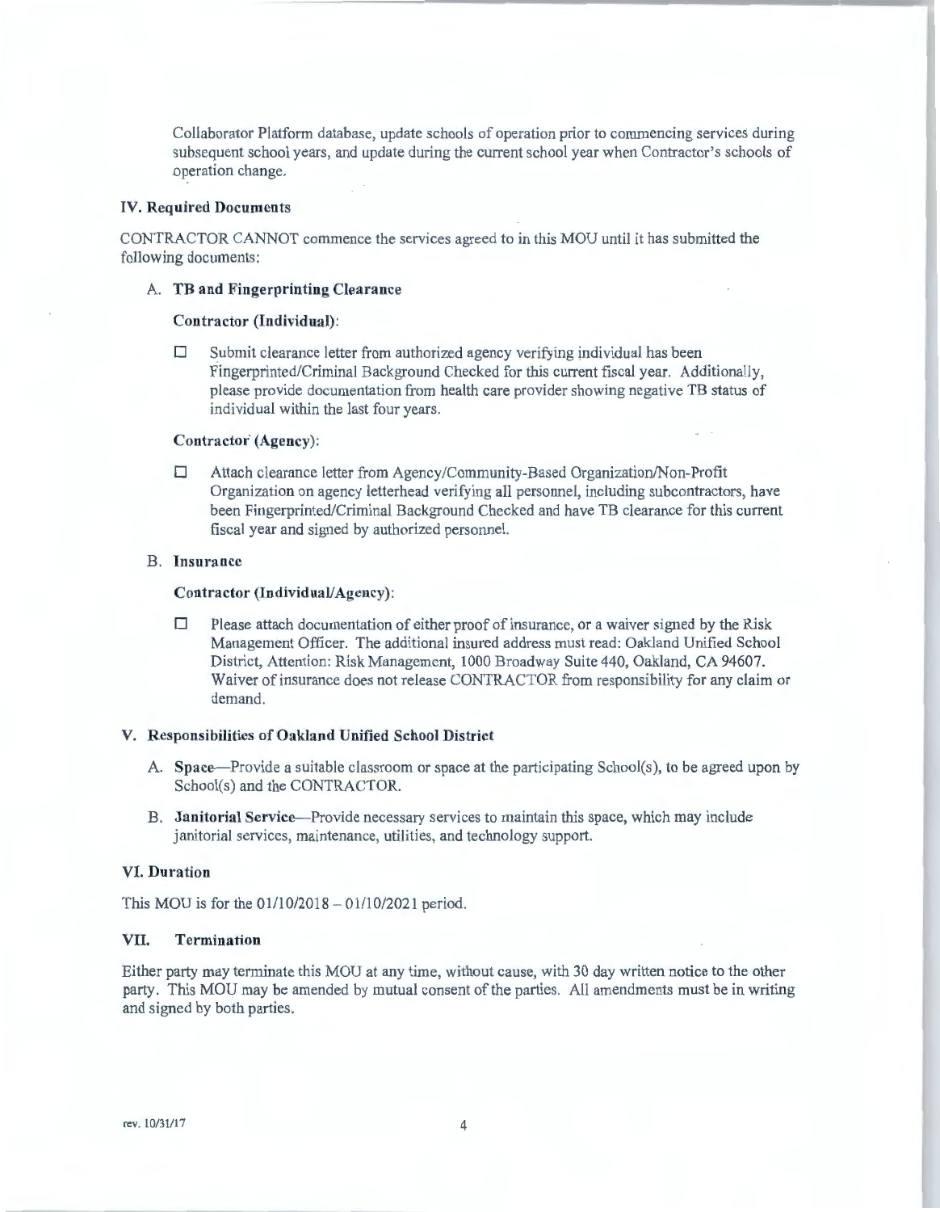Collaborator Platform database, update schools of operation prior to commencing services during subsequent school years, and update during the current school year when Contractor's schools of operation change.

## IV. Required Documents

CONTRACTOR CANNOT commence the services agreed to in this MOU until it has submitted the following documents:

### A. TB and Fingerprinting Clearance

**Contractor (Individual):**

☐ Submit clearance letter from authorized agency verifying individual has been Fingerprinted/Criminal Background Checked for this current fiscal year. Additionally, please provide documentation from health care provider showing negative TB status of individual within the last four years.

**Contractor (Agency):**

☐ Attach clearance letter from Agency/Community-Based Organization/Non-Profit Organization on agency letterhead verifying all personnel, including subcontractors, have been Fingerprinted/Criminal Background Checked and have TB clearance for this current fiscal year and signed by authorized personnel.

### B. Insurance

**Contractor (Individual/Agency):**

☐ Please attach documentation of either proof of insurance, or a waiver signed by the Risk Management Officer. The additional insured address must read: Oakland Unified School District, Attention: Risk Management, 1000 Broadway Suite 440, Oakland, CA 94607. Waiver of insurance does not release CONTRACTOR from responsibility for any claim or demand.

## V. Responsibilities of Oakland Unified School District

A. **Space**—Provide a suitable classroom or space at the participating School(s), to be agreed upon by School(s) and the CONTRACTOR.

B. **Janitorial Service**—Provide necessary services to maintain this space, which may include janitorial services, maintenance, utilities, and technology support.

## VI. Duration

This MOU is for the 01/10/2018 – 01/10/2021 period.

## VII. Termination

Either party may terminate this MOU at any time, without cause, with 30 day written notice to the other party. This MOU may be amended by mutual consent of the parties. All amendments must be in writing and signed by both parties.

rev. 10/31/17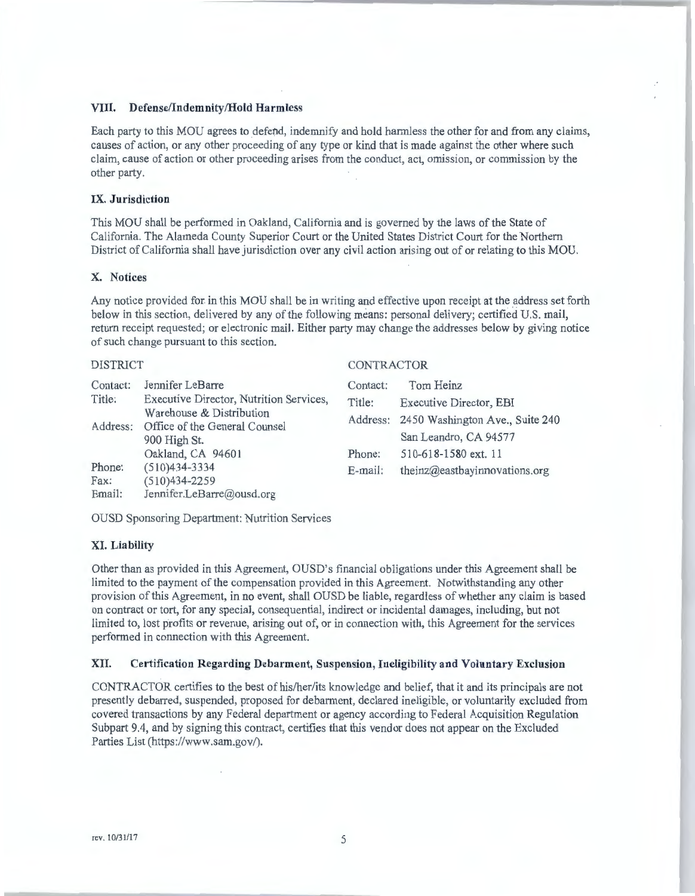## VIII. Defense/Indemnity/Hold Harmless

Each party to this MOU agrees to defend, indemnify and hold harmless the other for and from any claims, causes of action, or any other proceeding of any type or kind that is made against the other where such claim, cause of action or other proceeding arises from the conduct, act, omission, or commission by the other party.

## IX. Jurisdiction

This MOU shall be performed in Oakland, California and is governed by the laws of the State of California. The Alameda County Superior Court or the United States District Court for the Northern District of California shall have jurisdiction over any civil action arising out of or relating to this MOU.

## X. Notices

Any notice provided for in this MOU shall be in writing and effective upon receipt at the address set forth below in this section, delivered by any of the following means: personal delivery; certified U.S. mail, return receipt requested; or electronic mail. Either party may change the addresses below by giving notice of such change pursuant to this section.

DISTRICT

Contact: Jennifer LeBarre
Title: Executive Director, Nutrition Services, Warehouse & Distribution
Address: Office of the General Counsel
900 High St.
Oakland, CA 94601
Phone: (510)434-3334
Fax: (510)434-2259
Email: Jennifer.LeBarre@ousd.org

CONTRACTOR

Contact: Tom Heinz
Title: Executive Director, EBI
Address: 2450 Washington Ave., Suite 240
San Leandro, CA 94577
Phone: 510-618-1580 ext. 11
E-mail: theinz@eastbayinnovations.org

OUSD Sponsoring Department: Nutrition Services

## XI. Liability

Other than as provided in this Agreement, OUSD's financial obligations under this Agreement shall be limited to the payment of the compensation provided in this Agreement. Notwithstanding any other provision of this Agreement, in no event, shall OUSD be liable, regardless of whether any claim is based on contract or tort, for any special, consequential, indirect or incidental damages, including, but not limited to, lost profits or revenue, arising out of, or in connection with, this Agreement for the services performed in connection with this Agreement.

## XII. Certification Regarding Debarment, Suspension, Ineligibility and Voluntary Exclusion

CONTRACTOR certifies to the best of his/her/its knowledge and belief, that it and its principals are not presently debarred, suspended, proposed for debarment, declared ineligible, or voluntarily excluded from covered transactions by any Federal department or agency according to Federal Acquisition Regulation Subpart 9.4, and by signing this contract, certifies that this vendor does not appear on the Excluded Parties List (https://www.sam.gov/).

rev. 10/31/17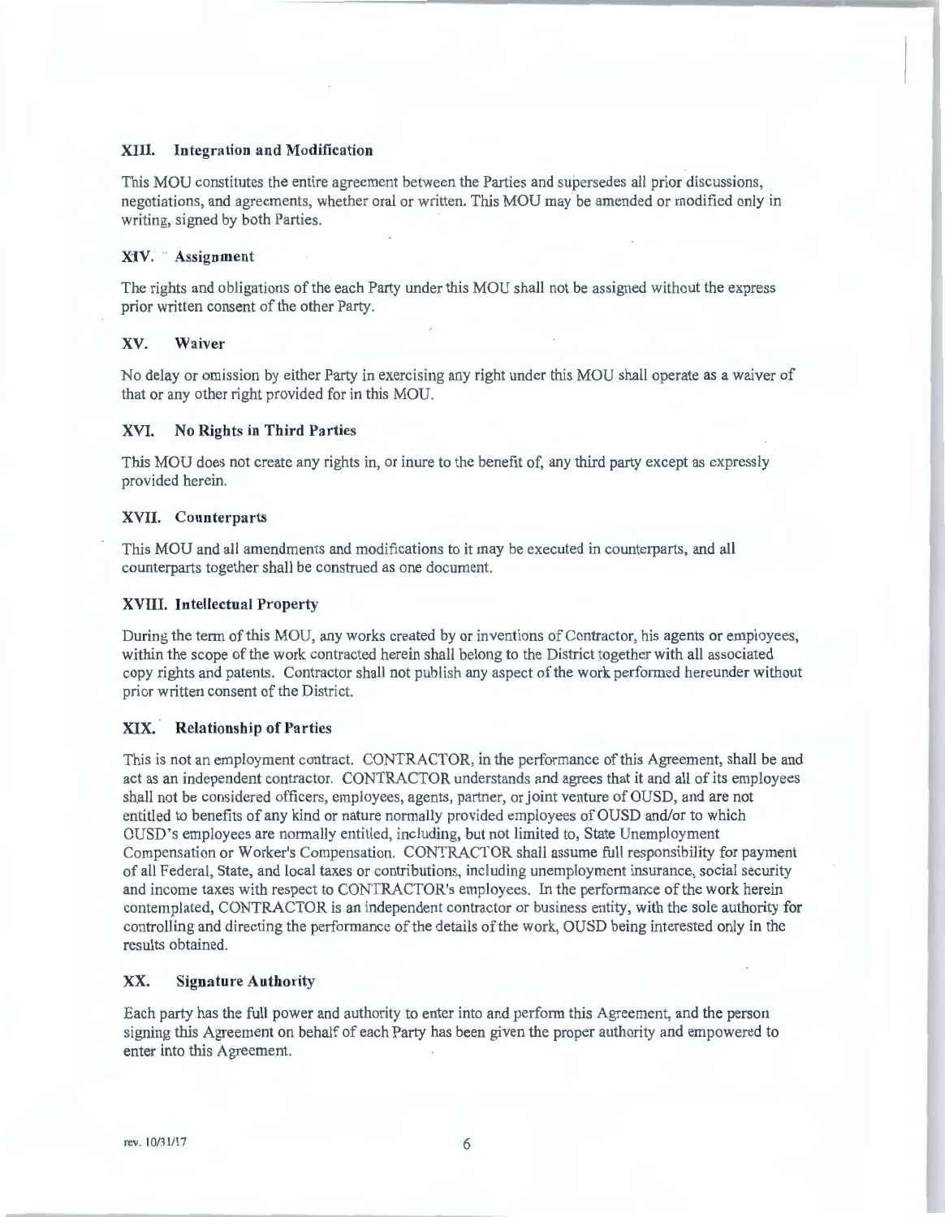### XIII. Integration and Modification

This MOU constitutes the entire agreement between the Parties and supersedes all prior discussions, negotiations, and agreements, whether oral or written. This MOU may be amended or modified only in writing, signed by both Parties.

### XIV. Assignment

The rights and obligations of the each Party under this MOU shall not be assigned without the express prior written consent of the other Party.

### XV. Waiver

No delay or omission by either Party in exercising any right under this MOU shall operate as a waiver of that or any other right provided for in this MOU.

### XVI. No Rights in Third Parties

This MOU does not create any rights in, or inure to the benefit of, any third party except as expressly provided herein.

### XVII. Counterparts

This MOU and all amendments and modifications to it may be executed in counterparts, and all counterparts together shall be construed as one document.

### XVIII. Intellectual Property

During the term of this MOU, any works created by or inventions of Contractor, his agents or employees, within the scope of the work contracted herein shall belong to the District together with all associated copy rights and patents. Contractor shall not publish any aspect of the work performed hereunder without prior written consent of the District.

### XIX. Relationship of Parties

This is not an employment contract. CONTRACTOR, in the performance of this Agreement, shall be and act as an independent contractor. CONTRACTOR understands and agrees that it and all of its employees shall not be considered officers, employees, agents, partner, or joint venture of OUSD, and are not entitled to benefits of any kind or nature normally provided employees of OUSD and/or to which OUSD's employees are normally entitled, including, but not limited to, State Unemployment Compensation or Worker's Compensation. CONTRACTOR shall assume full responsibility for payment of all Federal, State, and local taxes or contributions, including unemployment insurance, social security and income taxes with respect to CONTRACTOR's employees. In the performance of the work herein contemplated, CONTRACTOR is an independent contractor or business entity, with the sole authority for controlling and directing the performance of the details of the work, OUSD being interested only in the results obtained.

### XX. Signature Authority

Each party has the full power and authority to enter into and perform this Agreement, and the person signing this Agreement on behalf of each Party has been given the proper authority and empowered to enter into this Agreement.

rev. 10/31/17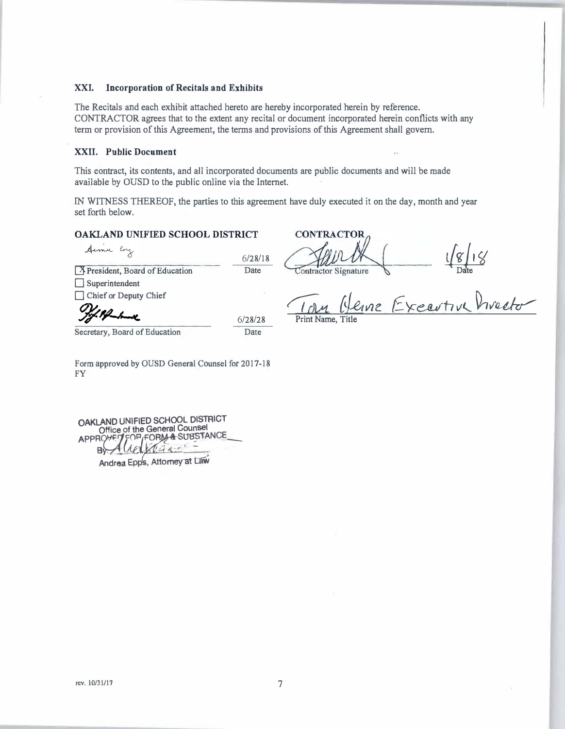### XXI. Incorporation of Recitals and Exhibits

The Recitals and each exhibit attached hereto are hereby incorporated herein by reference. CONTRACTOR agrees that to the extent any recital or document incorporated herein conflicts with any term or provision of this Agreement, the terms and provisions of this Agreement shall govern.

### XXII. Public Document

This contract, its contents, and all incorporated documents are public documents and will be made available by OUSD to the public online via the Internet.

IN WITNESS THEREOF, the parties to this agreement have duly executed it on the day, month and year set forth below.

**OAKLAND UNIFIED SCHOOL DISTRICT**

Aimee Eng — 6/28/18

[X] President, Board of Education — Date

[ ] Superintendent

[ ] Chief or Deputy Chief

[Signature] — 6/28/28

Secretary, Board of Education — Date

**CONTRACTOR**

[Signature] — 1/8/18

Contractor Signature — Date

Tom Heine Executive Director

Print Name, Title

Form approved by OUSD General Counsel for 2017-18 FY

OAKLAND UNIFIED SCHOOL DISTRICT
Office of the General Counsel
APPROVED FOR FORM & SUBSTANCE
By: [Signature]
Andrea Epps, Attorney at Law

rev. 10/31/17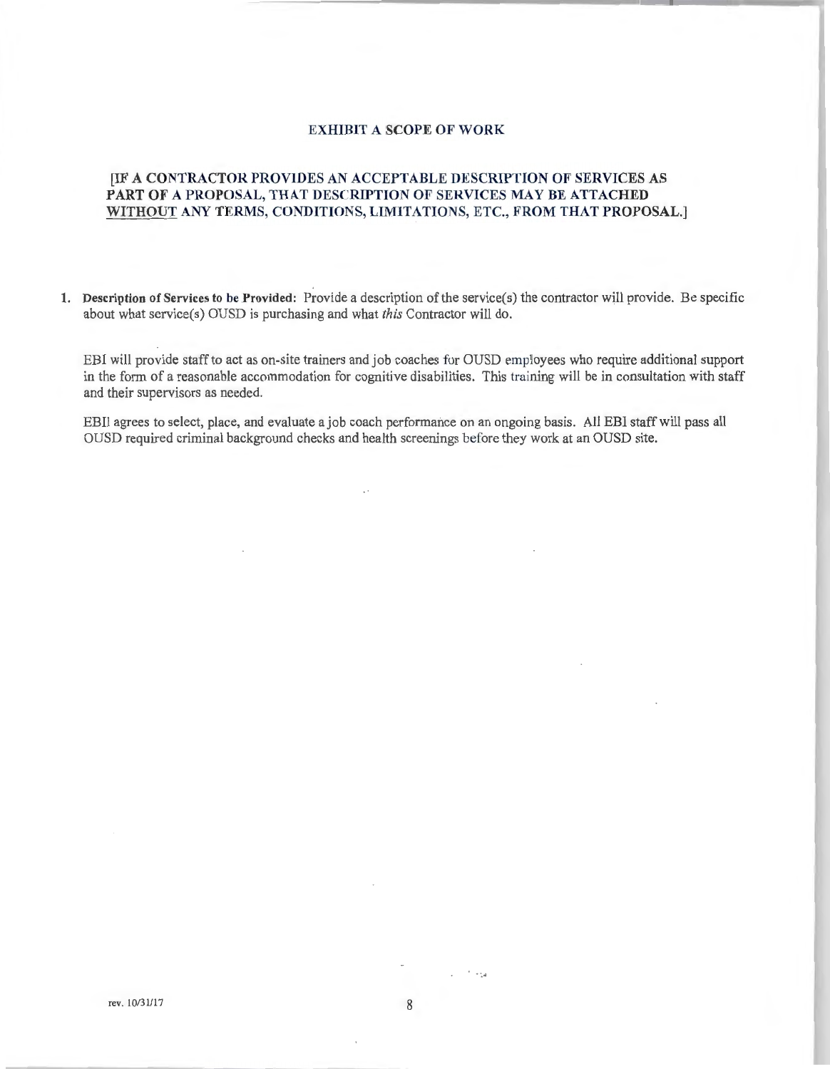## EXHIBIT A SCOPE OF WORK

**[IF A CONTRACTOR PROVIDES AN ACCEPTABLE DESCRIPTION OF SERVICES AS PART OF A PROPOSAL, THAT DESCRIPTION OF SERVICES MAY BE ATTACHED <u>WITHOUT</u> ANY TERMS, CONDITIONS, LIMITATIONS, ETC., FROM THAT PROPOSAL.]**

1. **Description of Services to be Provided:** Provide a description of the service(s) the contractor will provide. Be specific about what service(s) OUSD is purchasing and what *this* Contractor will do.

   EBI will provide staff to act as on-site trainers and job coaches for OUSD employees who require additional support in the form of a reasonable accommodation for cognitive disabilities. This training will be in consultation with staff and their supervisors as needed.

   EBI] agrees to select, place, and evaluate a job coach performance on an ongoing basis. All EBI staff will pass all OUSD required criminal background checks and health screenings before they work at an OUSD site.

rev. 10/31/17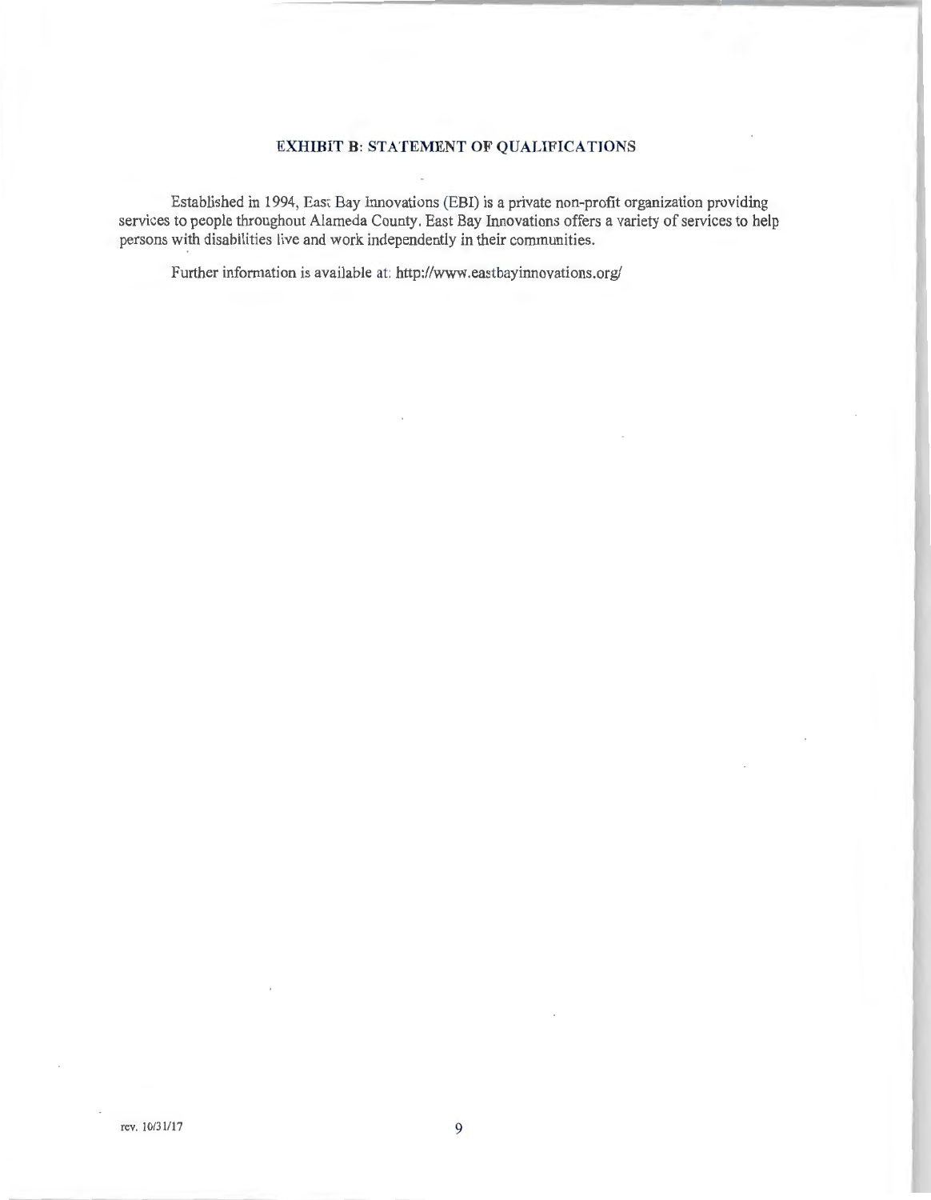## EXHIBIT B: STATEMENT OF QUALIFICATIONS

Established in 1994, East Bay Innovations (EBI) is a private non-profit organization providing services to people throughout Alameda County. East Bay Innovations offers a variety of services to help persons with disabilities live and work independently in their communities.

Further information is available at: http://www.eastbayinnovations.org/

rev. 10/31/17